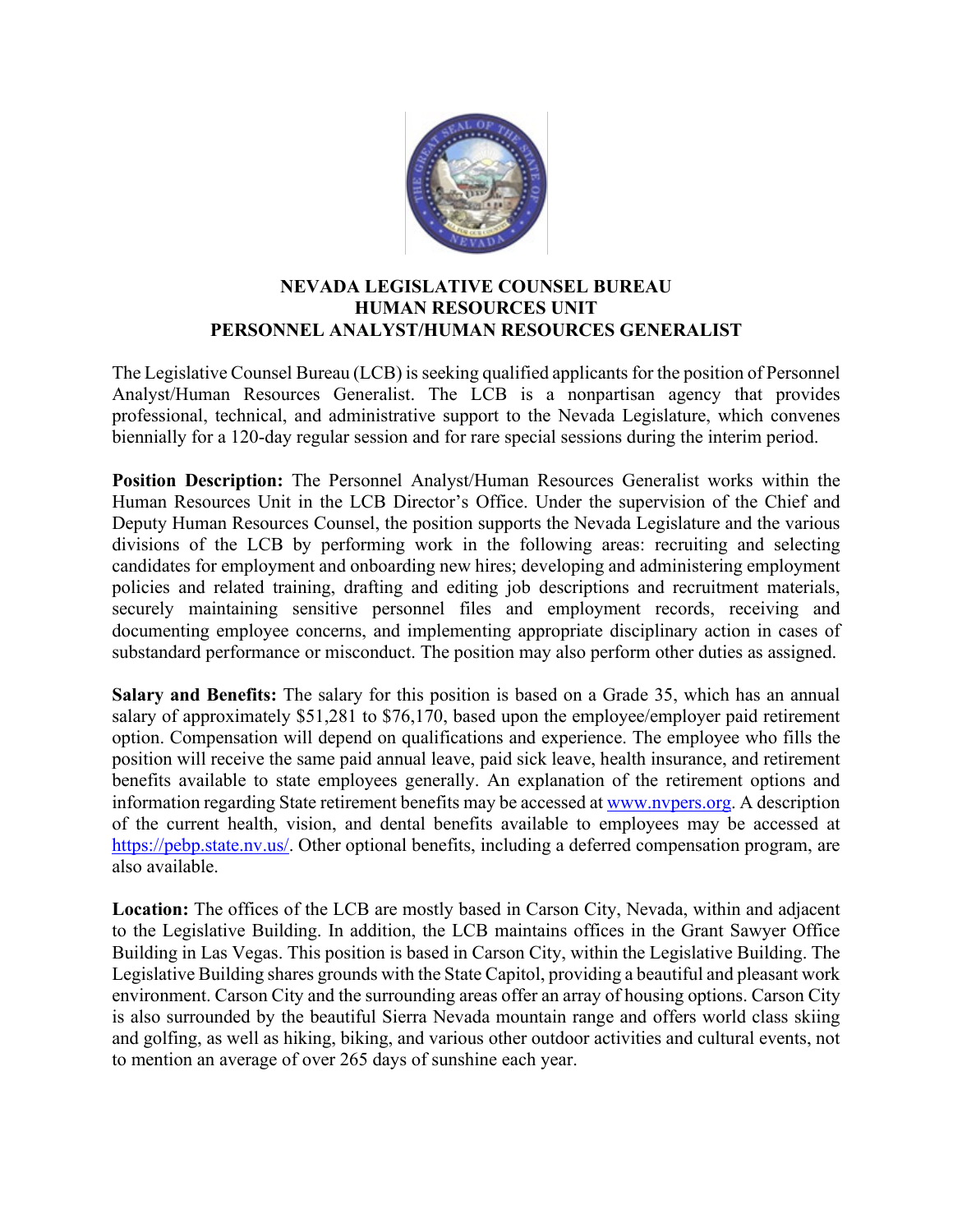# NEVADA LEGISLATIVE COUNSEL BUREAU
## HUMAN RESOURCES UNIT
## PERSONNEL ANALYST/HUMAN RESOURCES GENERALIST

The Legislative Counsel Bureau (LCB) is seeking qualified applicants for the position of Personnel Analyst/Human Resources Generalist. The LCB is a nonpartisan agency that provides professional, technical, and administrative support to the Nevada Legislature, which convenes biennially for a 120-day regular session and for rare special sessions during the interim period.

**Position Description:** The Personnel Analyst/Human Resources Generalist works within the Human Resources Unit in the LCB Director's Office. Under the supervision of the Chief and Deputy Human Resources Counsel, the position supports the Nevada Legislature and the various divisions of the LCB by performing work in the following areas: recruiting and selecting candidates for employment and onboarding new hires; developing and administering employment policies and related training, drafting and editing job descriptions and recruitment materials, securely maintaining sensitive personnel files and employment records, receiving and documenting employee concerns, and implementing appropriate disciplinary action in cases of substandard performance or misconduct. The position may also perform other duties as assigned.

**Salary and Benefits:** The salary for this position is based on a Grade 35, which has an annual salary of approximately $51,281 to $76,170, based upon the employee/employer paid retirement option. Compensation will depend on qualifications and experience. The employee who fills the position will receive the same paid annual leave, paid sick leave, health insurance, and retirement benefits available to state employees generally. An explanation of the retirement options and information regarding State retirement benefits may be accessed at [www.nvpers.org](http://www.nvpers.org). A description of the current health, vision, and dental benefits available to employees may be accessed at [https://pebp.state.nv.us/](https://pebp.state.nv.us/). Other optional benefits, including a deferred compensation program, are also available.

**Location:** The offices of the LCB are mostly based in Carson City, Nevada, within and adjacent to the Legislative Building. In addition, the LCB maintains offices in the Grant Sawyer Office Building in Las Vegas. This position is based in Carson City, within the Legislative Building. The Legislative Building shares grounds with the State Capitol, providing a beautiful and pleasant work environment. Carson City and the surrounding areas offer an array of housing options. Carson City is also surrounded by the beautiful Sierra Nevada mountain range and offers world class skiing and golfing, as well as hiking, biking, and various other outdoor activities and cultural events, not to mention an average of over 265 days of sunshine each year.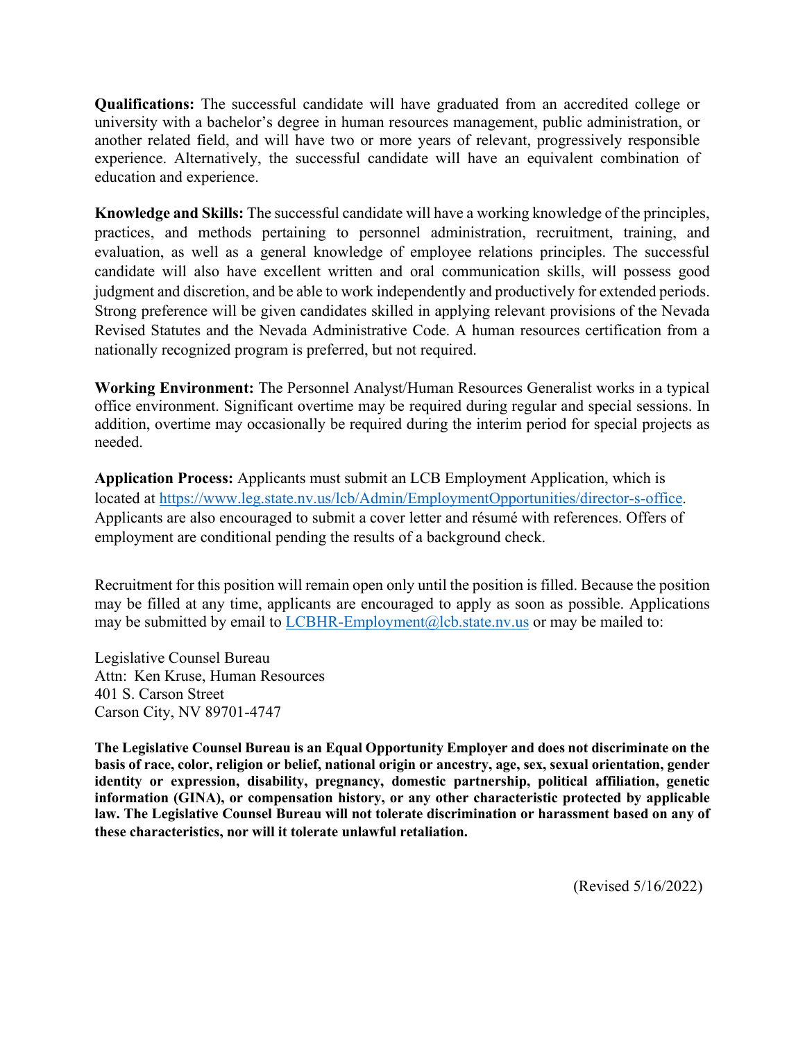**Qualifications:** The successful candidate will have graduated from an accredited college or university with a bachelor's degree in human resources management, public administration, or another related field, and will have two or more years of relevant, progressively responsible experience. Alternatively, the successful candidate will have an equivalent combination of education and experience.

**Knowledge and Skills:** The successful candidate will have a working knowledge of the principles, practices, and methods pertaining to personnel administration, recruitment, training, and evaluation, as well as a general knowledge of employee relations principles. The successful candidate will also have excellent written and oral communication skills, will possess good judgment and discretion, and be able to work independently and productively for extended periods. Strong preference will be given candidates skilled in applying relevant provisions of the Nevada Revised Statutes and the Nevada Administrative Code. A human resources certification from a nationally recognized program is preferred, but not required.

**Working Environment:** The Personnel Analyst/Human Resources Generalist works in a typical office environment. Significant overtime may be required during regular and special sessions. In addition, overtime may occasionally be required during the interim period for special projects as needed.

**Application Process:** Applicants must submit an LCB Employment Application, which is located at https://www.leg.state.nv.us/lcb/Admin/EmploymentOpportunities/director-s-office. Applicants are also encouraged to submit a cover letter and résumé with references. Offers of employment are conditional pending the results of a background check.

Recruitment for this position will remain open only until the position is filled. Because the position may be filled at any time, applicants are encouraged to apply as soon as possible. Applications may be submitted by email to LCBHR-Employment@lcb.state.nv.us or may be mailed to:

Legislative Counsel Bureau
Attn: Ken Kruse, Human Resources
401 S. Carson Street
Carson City, NV 89701-4747

**The Legislative Counsel Bureau is an Equal Opportunity Employer and does not discriminate on the basis of race, color, religion or belief, national origin or ancestry, age, sex, sexual orientation, gender identity or expression, disability, pregnancy, domestic partnership, political affiliation, genetic information (GINA), or compensation history, or any other characteristic protected by applicable law. The Legislative Counsel Bureau will not tolerate discrimination or harassment based on any of these characteristics, nor will it tolerate unlawful retaliation.**

(Revised 5/16/2022)